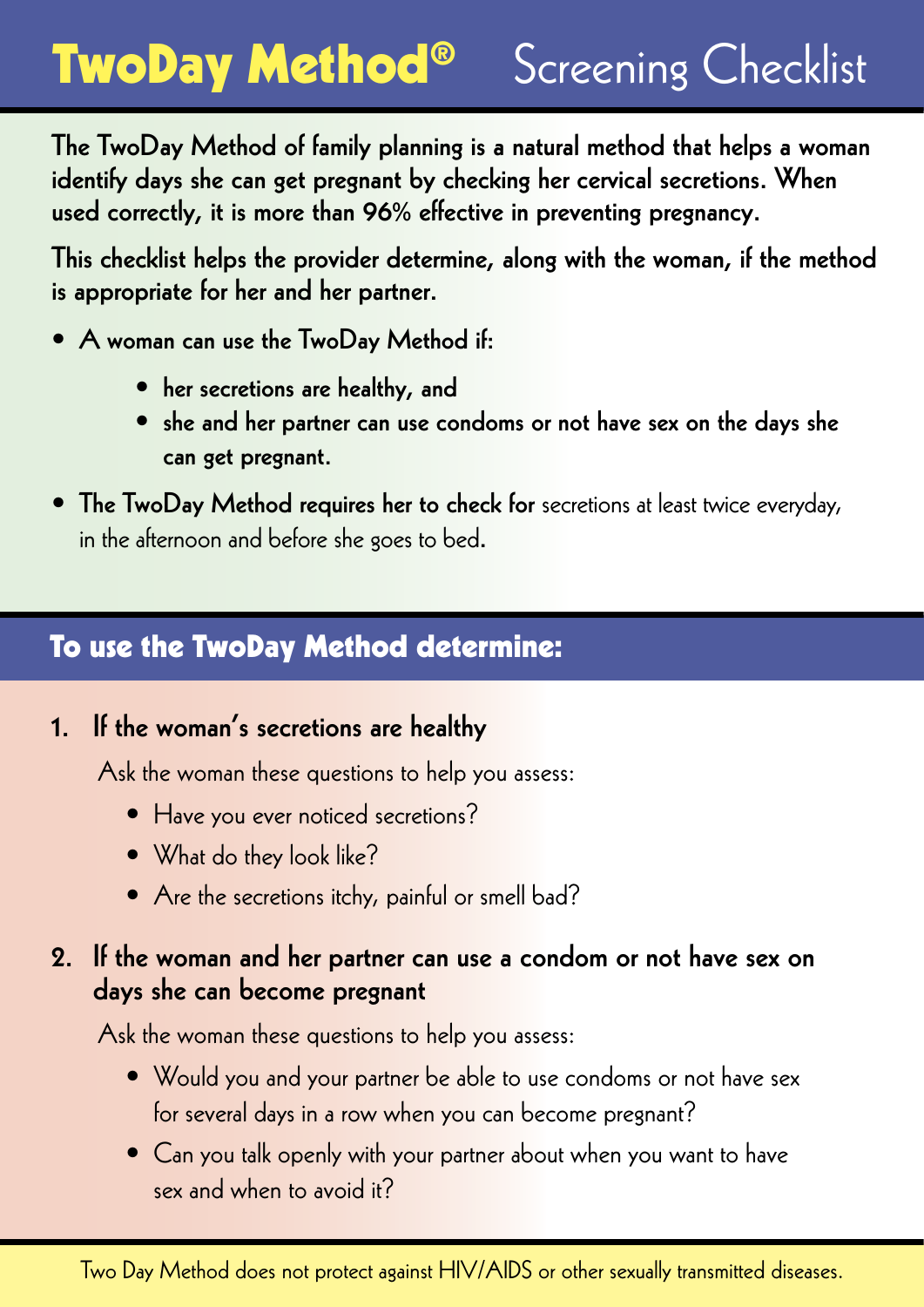# TwoDay Method® Screening Checklist

**The TwoDay Method of family planning is a natural method that helps a woman identify days she can get pregnant by checking her cervical secretions. When used correctly, it is more than 96% effective in preventing pregnancy.**

**This checklist helps the provider determine, along with the woman, if the method is appropriate for her and her partner.**

- **A woman can use the TwoDay Method if:**
  - **her secretions are healthy, and**
  - **she and her partner can use condoms or not have sex on the days she can get pregnant.**
- **The TwoDay Method requires her to check for** secretions at least twice everyday, in the afternoon and before she goes to bed.

## To use the TwoDay Method determine:

### 1. If the woman's secretions are healthy

Ask the woman these questions to help you assess:

- Have you ever noticed secretions?
- What do they look like?
- Are the secretions itchy, painful or smell bad?

### 2. If the woman and her partner can use a condom or not have sex on days she can become pregnant

Ask the woman these questions to help you assess:

- Would you and your partner be able to use condoms or not have sex for several days in a row when you can become pregnant?
- Can you talk openly with your partner about when you want to have sex and when to avoid it?

Two Day Method does not protect against HIV/AIDS or other sexually transmitted diseases.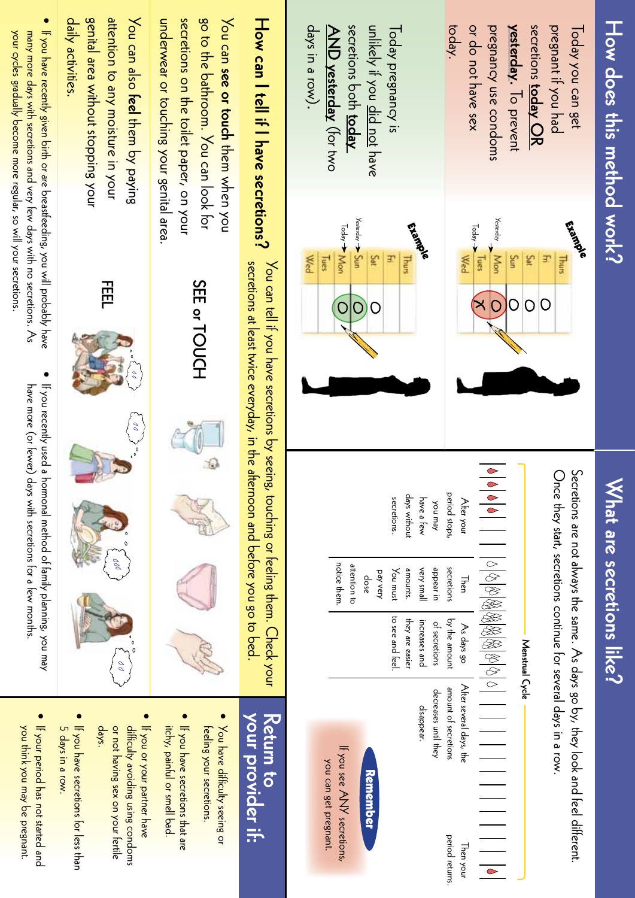# How does this method work?

Today you can get pregnant if you had secretions **today OR yesterday**. To prevent pregnancy use condoms or do not have sex today.

Example

Thurs
Fri
Sat
Sun
Mon
Tues
Wed

Yesterday
Today

Today pregnancy is unlikely if you did not have secretions both **today AND yesterday** (for two days in a row).

Example

Thurs
Fri
Sat
Sun
Mon
Tues
Wed

Yesterday
Today

## How can I tell if I have secretions?

You can tell if you have secretions by seeing, touching or feeling them. Check your secretions at least twice everyday, in the afternoon and before you go to bed.

**SEE or TOUCH**

You can **see or touch** them when you go to the bathroom. You can look for secretions on the toilet paper, on your underwear or touching your genital area.

**FEEL**

You can also **feel** them by paying attention to any moisture in your genital area without stopping your daily activities.

- If you have recently given birth or are breastfeeding, you will probably have many more days with secretions and very few days with no secretions. As your cycles gradually become more regular, so will your secretions.
- If you recently used a hormonal method of family planning, you may have more (or fewer) days with secretions for a few months.

# What are secretions like?

Secretions are not always the same. As days go by, they look and feel different. Once they start, secretions continue for several days in a row.

Menstrual Cycle

After your period stops, you may have a few days without secretions.

Then secretions appear in very small amounts. You must pay very close attention to notice them.

As days go by the amount of secretions increases and they are easier to see and feel.

After several days, the amount of secretions decreases until they disappear.

Then your period returns.

**Remember**

If you see ANY secretions, you can get pregnant.

## Return to your provider if:

- You have difficulty seeing or feeling your secretions.
- If you have secretions that are itchy, painful or smell bad.
- If you or your partner have difficulty avoiding using condoms or not having sex on your fertile days.
- If you have secretions for less than 5 days in a row.
- If your period has not started and you think you may be pregnant.